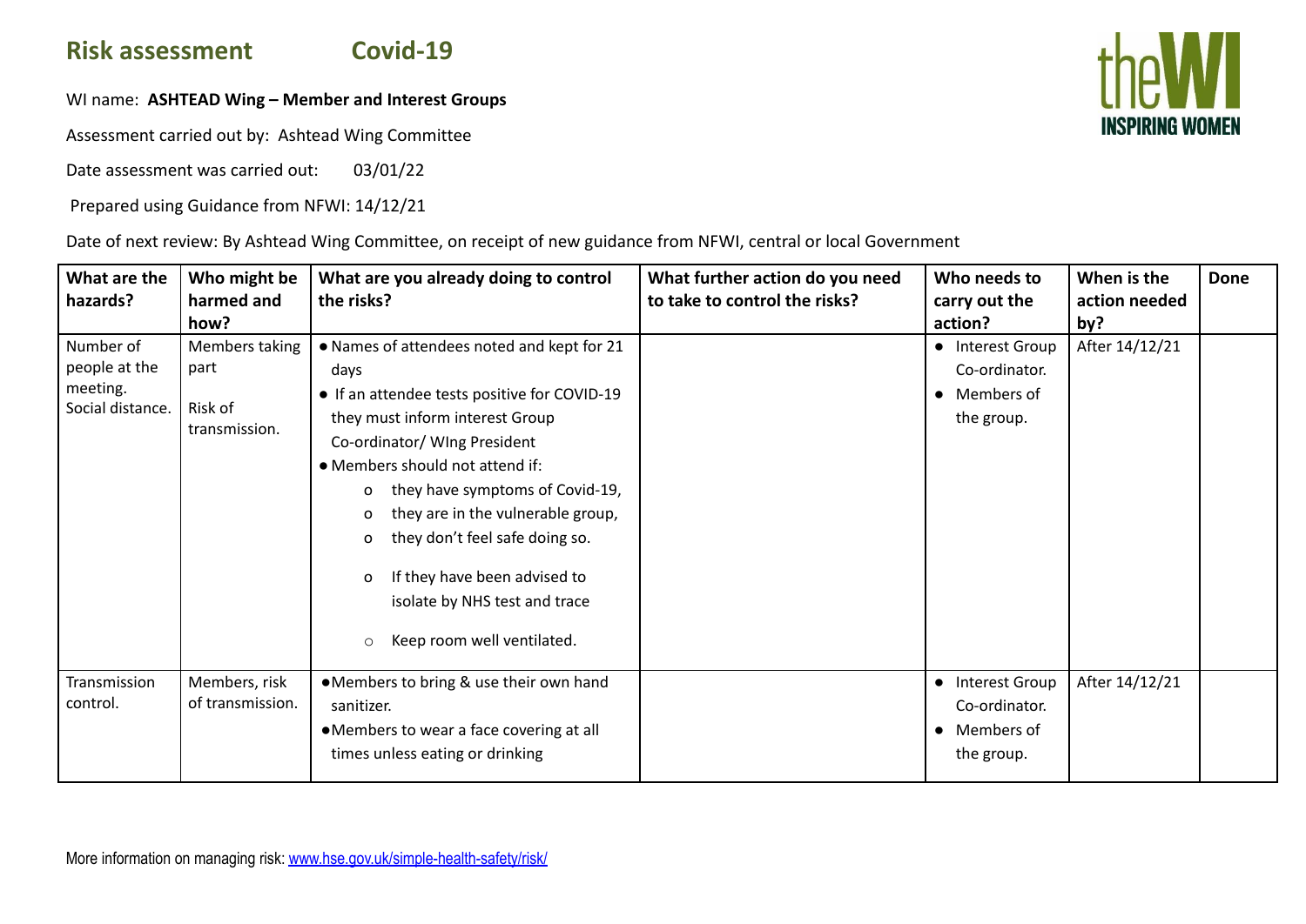# Risk assessment Covid-19

WI name: **ASHTEAD Wing – Member and Interest Groups**

Assessment carried out by: Ashtead Wing Committee

Date assessment was carried out: 03/01/22

Prepared using Guidance from NFWI: 14/12/21

Date of next review: By Ashtead Wing Committee, on receipt of new guidance from NFWI, central or local Government

| What are the hazards? | Who might be harmed and how? | What are you already doing to control the risks? | What further action do you need to take to control the risks? | Who needs to carry out the action? | When is the action needed by? | Done |
|---|---|---|---|---|---|---|
| Number of people at the meeting. Social distance. | Members taking part<br><br>Risk of transmission. | • Names of attendees noted and kept for 21 days<br>• If an attendee tests positive for COVID-19 they must inform interest Group Co-ordinator/ WIng President<br>• Members should not attend if:<br>  o they have symptoms of Covid-19,<br>  o they are in the vulnerable group,<br>  o they don't feel safe doing so.<br>  o If they have been advised to isolate by NHS test and trace<br>  ○ Keep room well ventilated. | | • Interest Group Co-ordinator.<br>• Members of the group. | After 14/12/21 | |
| Transmission control. | Members, risk of transmission. | • Members to bring & use their own hand sanitizer.<br>• Members to wear a face covering at all times unless eating or drinking | | • Interest Group Co-ordinator.<br>• Members of the group. | After 14/12/21 | |

More information on managing risk: [www.hse.gov.uk/simple-health-safety/risk/](www.hse.gov.uk/simple-health-safety/risk/)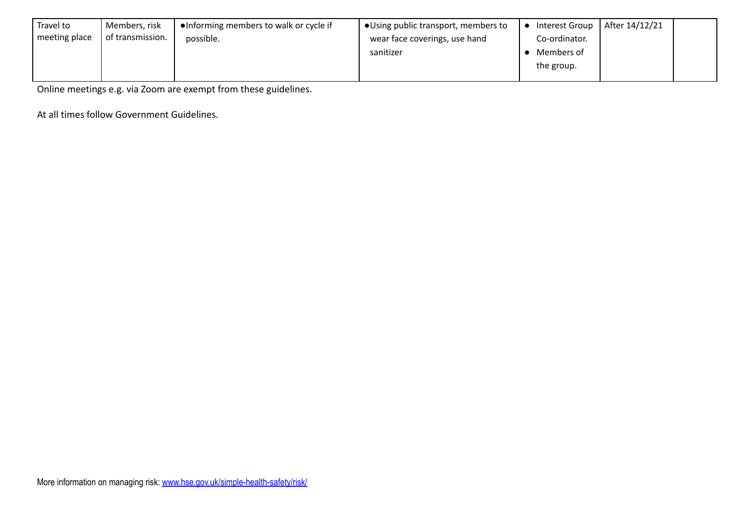| | | | | | | |
|---|---|---|---|---|---|---|
| Travel to meeting place | Members, risk of transmission. | • Informing members to walk or cycle if possible. | • Using public transport, members to wear face coverings, use hand sanitizer | • Interest Group Co-ordinator.<br>• Members of the group. | After 14/12/21 | |

Online meetings e.g. via Zoom are exempt from these guidelines.

At all times follow Government Guidelines.

More information on managing risk: [www.hse.gov.uk/simple-health-safety/risk/](www.hse.gov.uk/simple-health-safety/risk/)